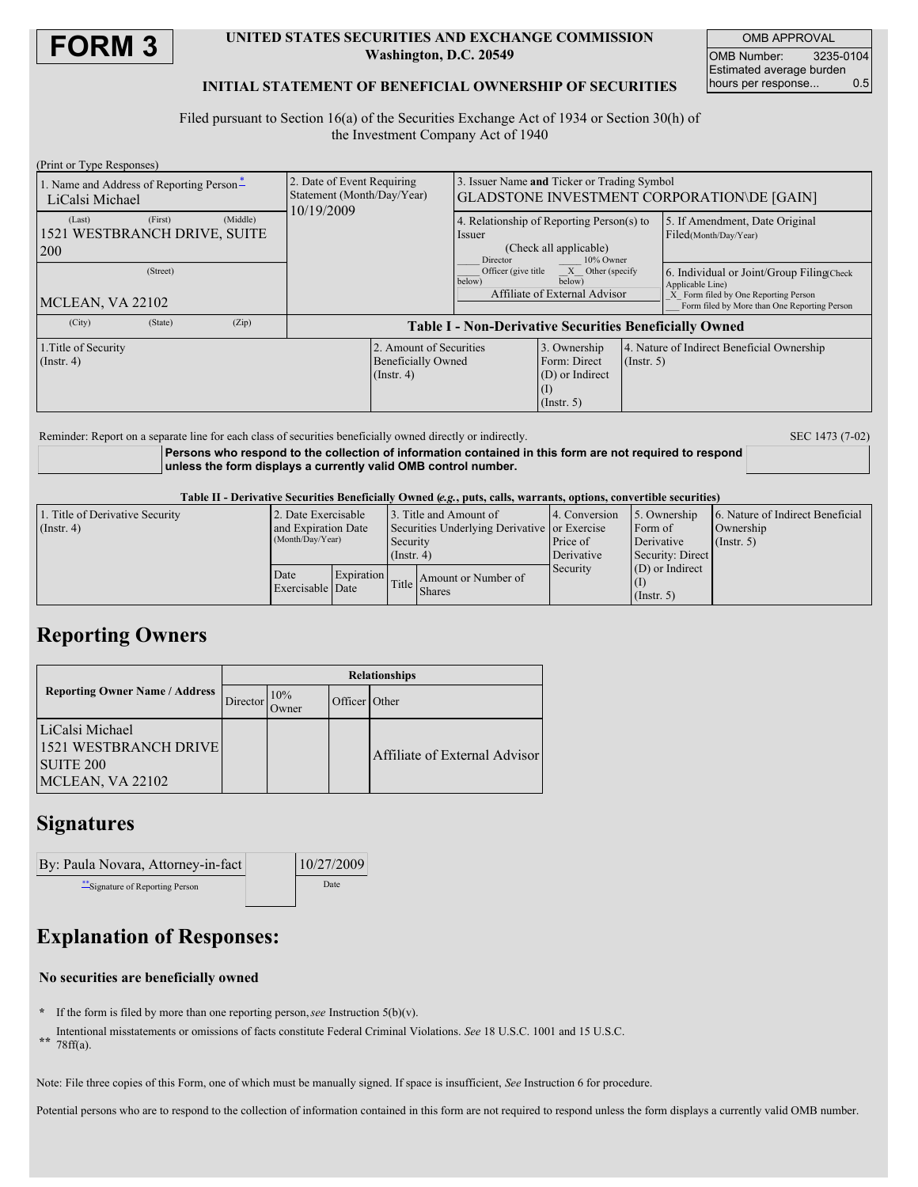# FORM 3

**UNITED STATES SECURITIES AND EXCHANGE COMMISSION**
**Washington, D.C. 20549**

**INITIAL STATEMENT OF BENEFICIAL OWNERSHIP OF SECURITIES**

| OMB APPROVAL | |
|---|---|
| OMB Number: | 3235-0104 |
| Estimated average burden hours per response... | 0.5 |

Filed pursuant to Section 16(a) of the Securities Exchange Act of 1934 or Section 30(h) of the Investment Company Act of 1940

(Print or Type Responses)

| 1. Name and Address of Reporting Person* | 2. Date of Event Requiring Statement (Month/Day/Year) | 3. Issuer Name and Ticker or Trading Symbol |
|---|---|---|
| LiCalsi Michael | 10/19/2009 | GLADSTONE INVESTMENT CORPORATION\DE [GAIN] |
| (Last) (First) (Middle) 1521 WESTBRANCH DRIVE, SUITE 200 | | 4. Relationship of Reporting Person(s) to Issuer (Check all applicable) ___ Director ___ 10% Owner ___ Officer (give title below) _X_ Other (specify below) Affiliate of External Advisor |
| (Street) MCLEAN, VA 22102 | | 5. If Amendment, Date Original Filed(Month/Day/Year) |
| (City) (State) (Zip) | | 6. Individual or Joint/Group Filing(Check Applicable Line) _X_ Form filed by One Reporting Person ___ Form filed by More than One Reporting Person |

**Table I - Non-Derivative Securities Beneficially Owned**

| 1.Title of Security (Instr. 4) | 2. Amount of Securities Beneficially Owned (Instr. 4) | 3. Ownership Form: Direct (D) or Indirect (I) (Instr. 5) | 4. Nature of Indirect Beneficial Ownership (Instr. 5) |
|---|---|---|---|

Reminder: Report on a separate line for each class of securities beneficially owned directly or indirectly.

SEC 1473 (7-02)

**Persons who respond to the collection of information contained in this form are not required to respond unless the form displays a currently valid OMB control number.**

**Table II - Derivative Securities Beneficially Owned (*e.g.*, puts, calls, warrants, options, convertible securities)**

| 1. Title of Derivative Security (Instr. 4) | 2. Date Exercisable and Expiration Date (Month/Day/Year) | | 3. Title and Amount of Securities Underlying Derivative Security (Instr. 4) | | 4. Conversion or Exercise Price of Derivative Security | 5. Ownership Form of Derivative Security: Direct (D) or Indirect (I) (Instr. 5) | 6. Nature of Indirect Beneficial Ownership (Instr. 5) |
|---|---|---|---|---|---|---|---|
| | Date Exercisable | Expiration Date | Title | Amount or Number of Shares | | | |

## Reporting Owners

| Reporting Owner Name / Address | Relationships | | | |
|---|---|---|---|---|
| | Director | 10% Owner | Officer | Other |
| LiCalsi Michael 1521 WESTBRANCH DRIVE SUITE 200 MCLEAN, VA 22102 | | | | Affiliate of External Advisor |

## Signatures

| By: Paula Novara, Attorney-in-fact | | 10/27/2009 |
|---|---|---|
| **Signature of Reporting Person | | Date |

## Explanation of Responses:

**No securities are beneficially owned**

\* If the form is filed by more than one reporting person, *see* Instruction 5(b)(v).

\*\* Intentional misstatements or omissions of facts constitute Federal Criminal Violations. *See* 18 U.S.C. 1001 and 15 U.S.C. 78ff(a).

Note: File three copies of this Form, one of which must be manually signed. If space is insufficient, *See* Instruction 6 for procedure.

Potential persons who are to respond to the collection of information contained in this form are not required to respond unless the form displays a currently valid OMB number.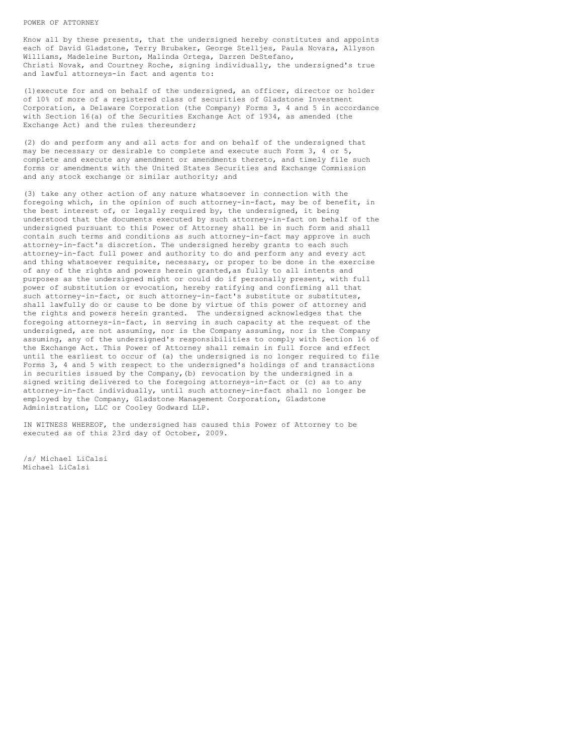POWER OF ATTORNEY

Know all by these presents, that the undersigned hereby constitutes and appoints each of David Gladstone, Terry Brubaker, George Stelljes, Paula Novara, Allyson Williams, Madeleine Burton, Malinda Ortega, Darren DeStefano, Christi Novak, and Courtney Roche, signing individually, the undersigned's true and lawful attorneys-in fact and agents to:

(1)execute for and on behalf of the undersigned, an officer, director or holder of 10% of more of a registered class of securities of Gladstone Investment Corporation, a Delaware Corporation (the Company) Forms 3, 4 and 5 in accordance with Section 16(a) of the Securities Exchange Act of 1934, as amended (the Exchange Act) and the rules thereunder;

(2) do and perform any and all acts for and on behalf of the undersigned that may be necessary or desirable to complete and execute such Form 3, 4 or 5, complete and execute any amendment or amendments thereto, and timely file such forms or amendments with the United States Securities and Exchange Commission and any stock exchange or similar authority; and

(3) take any other action of any nature whatsoever in connection with the foregoing which, in the opinion of such attorney-in-fact, may be of benefit, in the best interest of, or legally required by, the undersigned, it being understood that the documents executed by such attorney-in-fact on behalf of the undersigned pursuant to this Power of Attorney shall be in such form and shall contain such terms and conditions as such attorney-in-fact may approve in such attorney-in-fact's discretion. The undersigned hereby grants to each such attorney-in-fact full power and authority to do and perform any and every act and thing whatsoever requisite, necessary, or proper to be done in the exercise of any of the rights and powers herein granted,as fully to all intents and purposes as the undersigned might or could do if personally present, with full power of substitution or evocation, hereby ratifying and confirming all that such attorney-in-fact, or such attorney-in-fact's substitute or substitutes, shall lawfully do or cause to be done by virtue of this power of attorney and the rights and powers herein granted. The undersigned acknowledges that the foregoing attorneys-in-fact, in serving in such capacity at the request of the undersigned, are not assuming, nor is the Company assuming, nor is the Company assuming, any of the undersigned's responsibilities to comply with Section 16 of the Exchange Act. This Power of Attorney shall remain in full force and effect until the earliest to occur of (a) the undersigned is no longer required to file Forms 3, 4 and 5 with respect to the undersigned's holdings of and transactions in securities issued by the Company,(b) revocation by the undersigned in a signed writing delivered to the foregoing attorneys-in-fact or (c) as to any attorney-in-fact individually, until such attorney-in-fact shall no longer be employed by the Company, Gladstone Management Corporation, Gladstone Administration, LLC or Cooley Godward LLP.

IN WITNESS WHEREOF, the undersigned has caused this Power of Attorney to be executed as of this 23rd day of October, 2009.

/s/ Michael LiCalsi
Michael LiCalsi